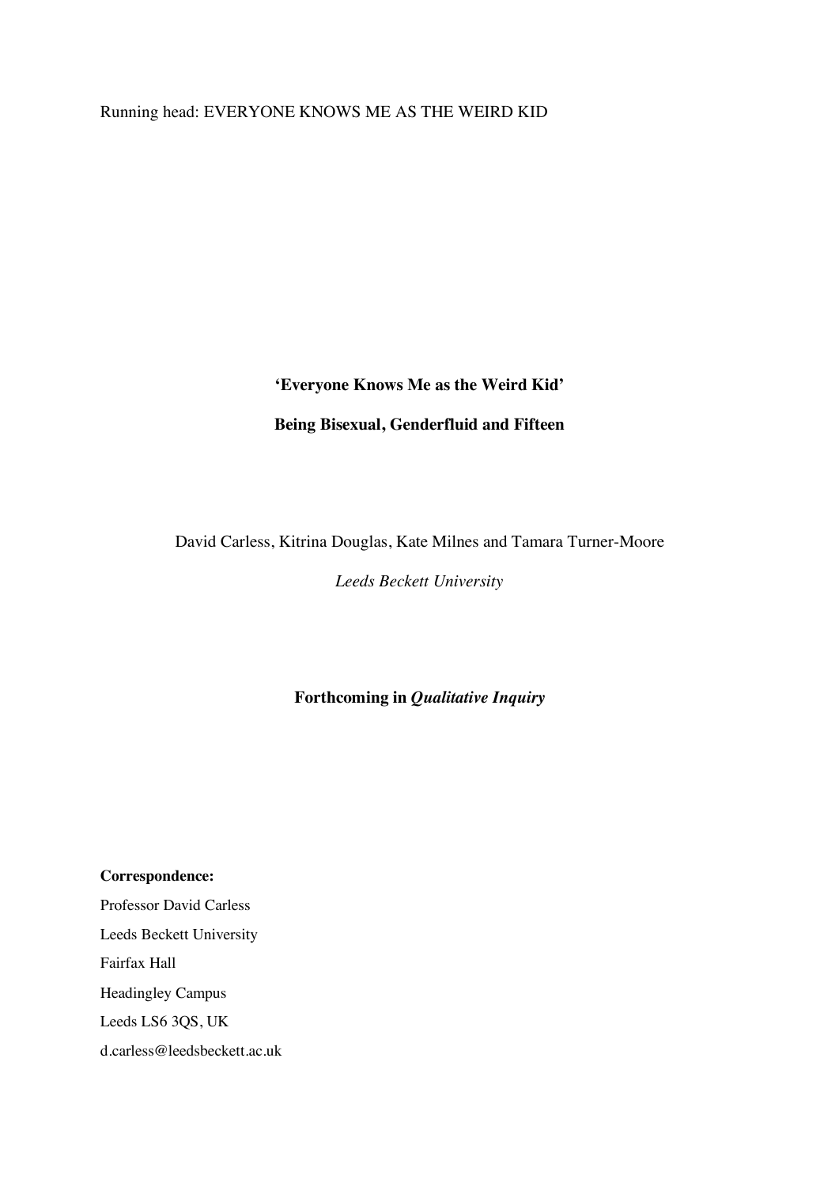# 'Everyone Knows Me as the Weird Kid'

## Being Bisexual, Genderfluid and Fifteen

David Carless, Kitrina Douglas, Kate Milnes and Tamara Turner-Moore

*Leeds Beckett University*

**Forthcoming in *Qualitative Inquiry***

**Correspondence:**

Professor David Carless

Leeds Beckett University

Fairfax Hall

Headingley Campus

Leeds LS6 3QS, UK

d.carless@leedsbeckett.ac.uk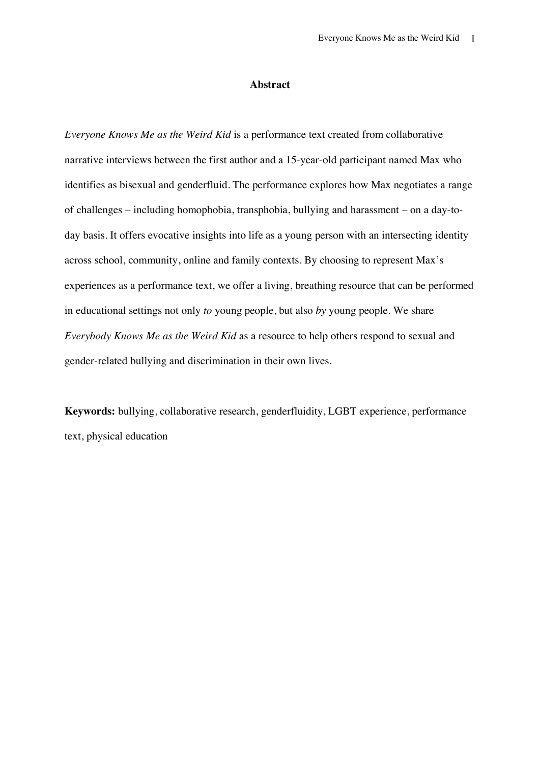## Abstract

*Everyone Knows Me as the Weird Kid* is a performance text created from collaborative narrative interviews between the first author and a 15-year-old participant named Max who identifies as bisexual and genderfluid. The performance explores how Max negotiates a range of challenges – including homophobia, transphobia, bullying and harassment – on a day-to-day basis. It offers evocative insights into life as a young person with an intersecting identity across school, community, online and family contexts. By choosing to represent Max's experiences as a performance text, we offer a living, breathing resource that can be performed in educational settings not only *to* young people, but also *by* young people. We share *Everybody Knows Me as the Weird Kid* as a resource to help others respond to sexual and gender-related bullying and discrimination in their own lives.

**Keywords:** bullying, collaborative research, genderfluidity, LGBT experience, performance text, physical education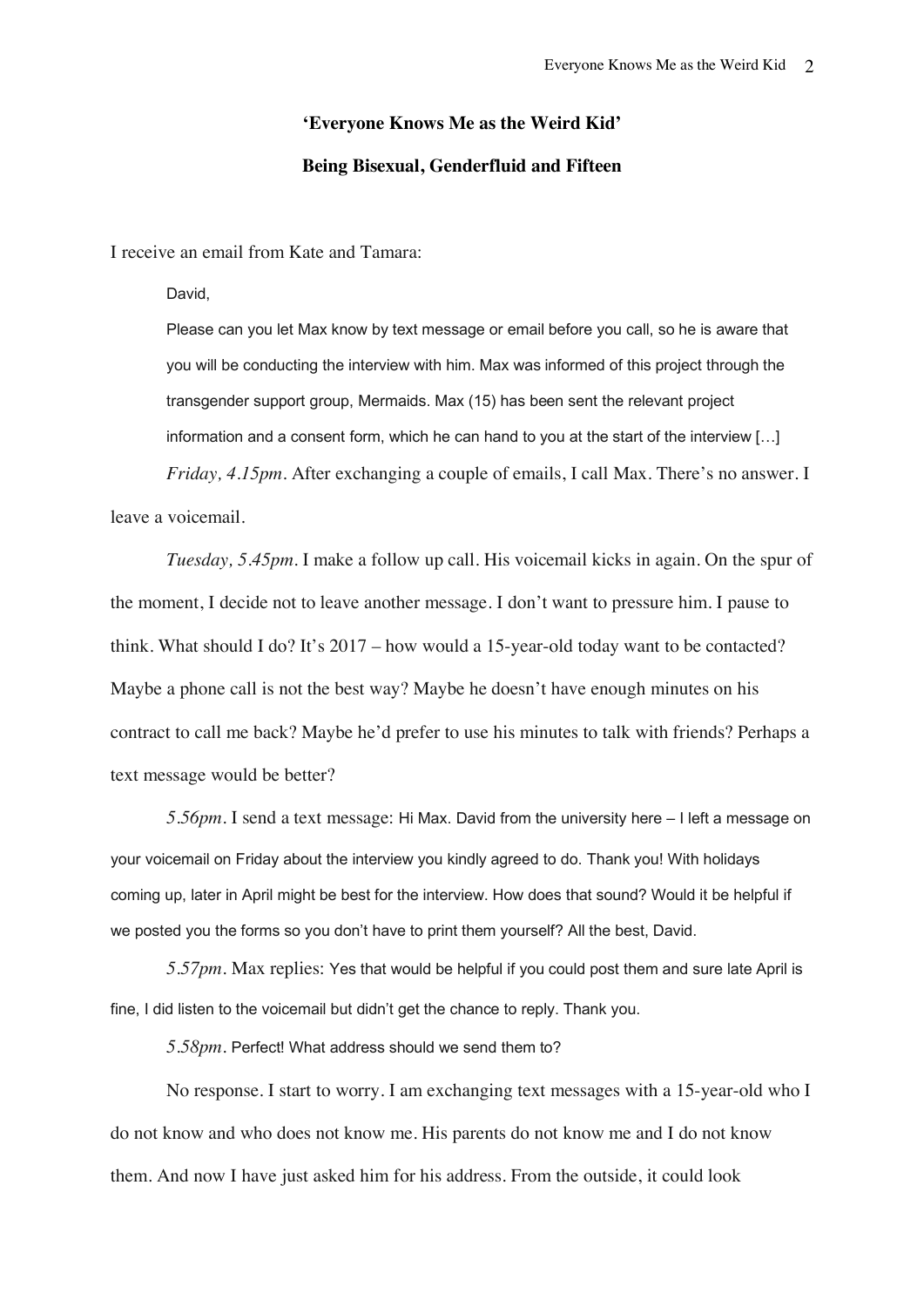**'Everyone Knows Me as the Weird Kid'**

**Being Bisexual, Genderfluid and Fifteen**

I receive an email from Kate and Tamara:

> David,
>
> Please can you let Max know by text message or email before you call, so he is aware that you will be conducting the interview with him. Max was informed of this project through the transgender support group, Mermaids. Max (15) has been sent the relevant project information and a consent form, which he can hand to you at the start of the interview […]

*Friday, 4.15pm*. After exchanging a couple of emails, I call Max. There's no answer. I leave a voicemail.

*Tuesday, 5.45pm*. I make a follow up call. His voicemail kicks in again. On the spur of the moment, I decide not to leave another message. I don't want to pressure him. I pause to think. What should I do? It's 2017 – how would a 15-year-old today want to be contacted? Maybe a phone call is not the best way? Maybe he doesn't have enough minutes on his contract to call me back? Maybe he'd prefer to use his minutes to talk with friends? Perhaps a text message would be better?

*5.56pm*. I send a text message: Hi Max. David from the university here – I left a message on your voicemail on Friday about the interview you kindly agreed to do. Thank you! With holidays coming up, later in April might be best for the interview. How does that sound? Would it be helpful if we posted you the forms so you don't have to print them yourself? All the best, David.

*5.57pm*. Max replies: Yes that would be helpful if you could post them and sure late April is fine, I did listen to the voicemail but didn't get the chance to reply. Thank you.

*5.58pm*. Perfect! What address should we send them to?

No response. I start to worry. I am exchanging text messages with a 15-year-old who I do not know and who does not know me. His parents do not know me and I do not know them. And now I have just asked him for his address. From the outside, it could look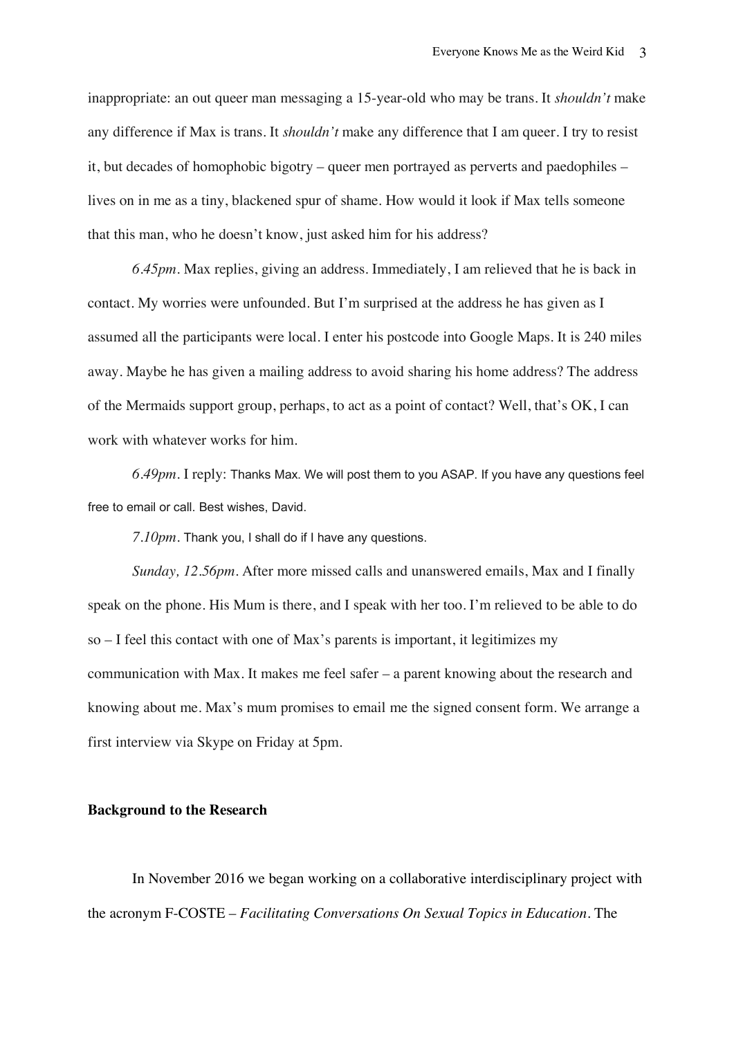inappropriate: an out queer man messaging a 15-year-old who may be trans. It *shouldn't* make any difference if Max is trans. It *shouldn't* make any difference that I am queer. I try to resist it, but decades of homophobic bigotry – queer men portrayed as perverts and paedophiles – lives on in me as a tiny, blackened spur of shame. How would it look if Max tells someone that this man, who he doesn't know, just asked him for his address?

*6.45pm*. Max replies, giving an address. Immediately, I am relieved that he is back in contact. My worries were unfounded. But I'm surprised at the address he has given as I assumed all the participants were local. I enter his postcode into Google Maps. It is 240 miles away. Maybe he has given a mailing address to avoid sharing his home address? The address of the Mermaids support group, perhaps, to act as a point of contact? Well, that's OK, I can work with whatever works for him.

*6.49pm*. I reply: Thanks Max. We will post them to you ASAP. If you have any questions feel free to email or call. Best wishes, David.

*7.10pm*. Thank you, I shall do if I have any questions.

*Sunday, 12.56pm*. After more missed calls and unanswered emails, Max and I finally speak on the phone. His Mum is there, and I speak with her too. I'm relieved to be able to do so – I feel this contact with one of Max's parents is important, it legitimizes my communication with Max. It makes me feel safer – a parent knowing about the research and knowing about me. Max's mum promises to email me the signed consent form. We arrange a first interview via Skype on Friday at 5pm.

**Background to the Research**

In November 2016 we began working on a collaborative interdisciplinary project with the acronym F-COSTE – *Facilitating Conversations On Sexual Topics in Education*. The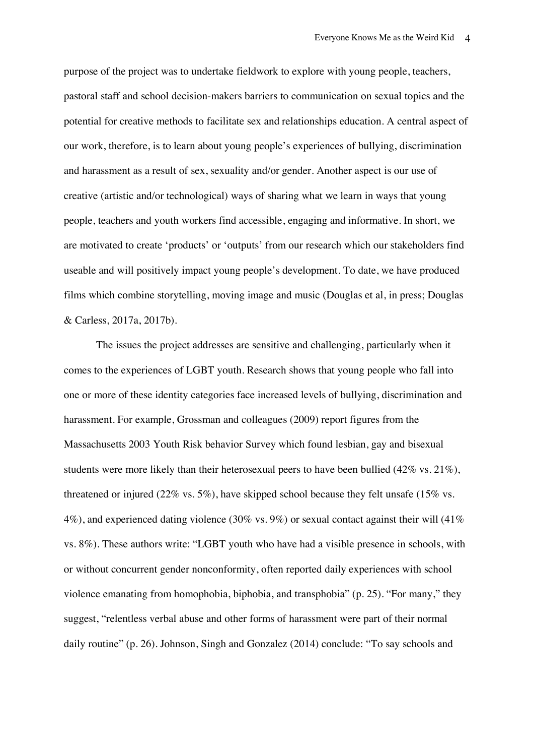purpose of the project was to undertake fieldwork to explore with young people, teachers, pastoral staff and school decision-makers barriers to communication on sexual topics and the potential for creative methods to facilitate sex and relationships education. A central aspect of our work, therefore, is to learn about young people's experiences of bullying, discrimination and harassment as a result of sex, sexuality and/or gender. Another aspect is our use of creative (artistic and/or technological) ways of sharing what we learn in ways that young people, teachers and youth workers find accessible, engaging and informative. In short, we are motivated to create 'products' or 'outputs' from our research which our stakeholders find useable and will positively impact young people's development. To date, we have produced films which combine storytelling, moving image and music (Douglas et al, in press; Douglas & Carless, 2017a, 2017b).

The issues the project addresses are sensitive and challenging, particularly when it comes to the experiences of LGBT youth. Research shows that young people who fall into one or more of these identity categories face increased levels of bullying, discrimination and harassment. For example, Grossman and colleagues (2009) report figures from the Massachusetts 2003 Youth Risk behavior Survey which found lesbian, gay and bisexual students were more likely than their heterosexual peers to have been bullied (42% vs. 21%), threatened or injured (22% vs. 5%), have skipped school because they felt unsafe (15% vs. 4%), and experienced dating violence (30% vs. 9%) or sexual contact against their will (41% vs. 8%). These authors write: "LGBT youth who have had a visible presence in schools, with or without concurrent gender nonconformity, often reported daily experiences with school violence emanating from homophobia, biphobia, and transphobia" (p. 25). "For many," they suggest, "relentless verbal abuse and other forms of harassment were part of their normal daily routine" (p. 26). Johnson, Singh and Gonzalez (2014) conclude: "To say schools and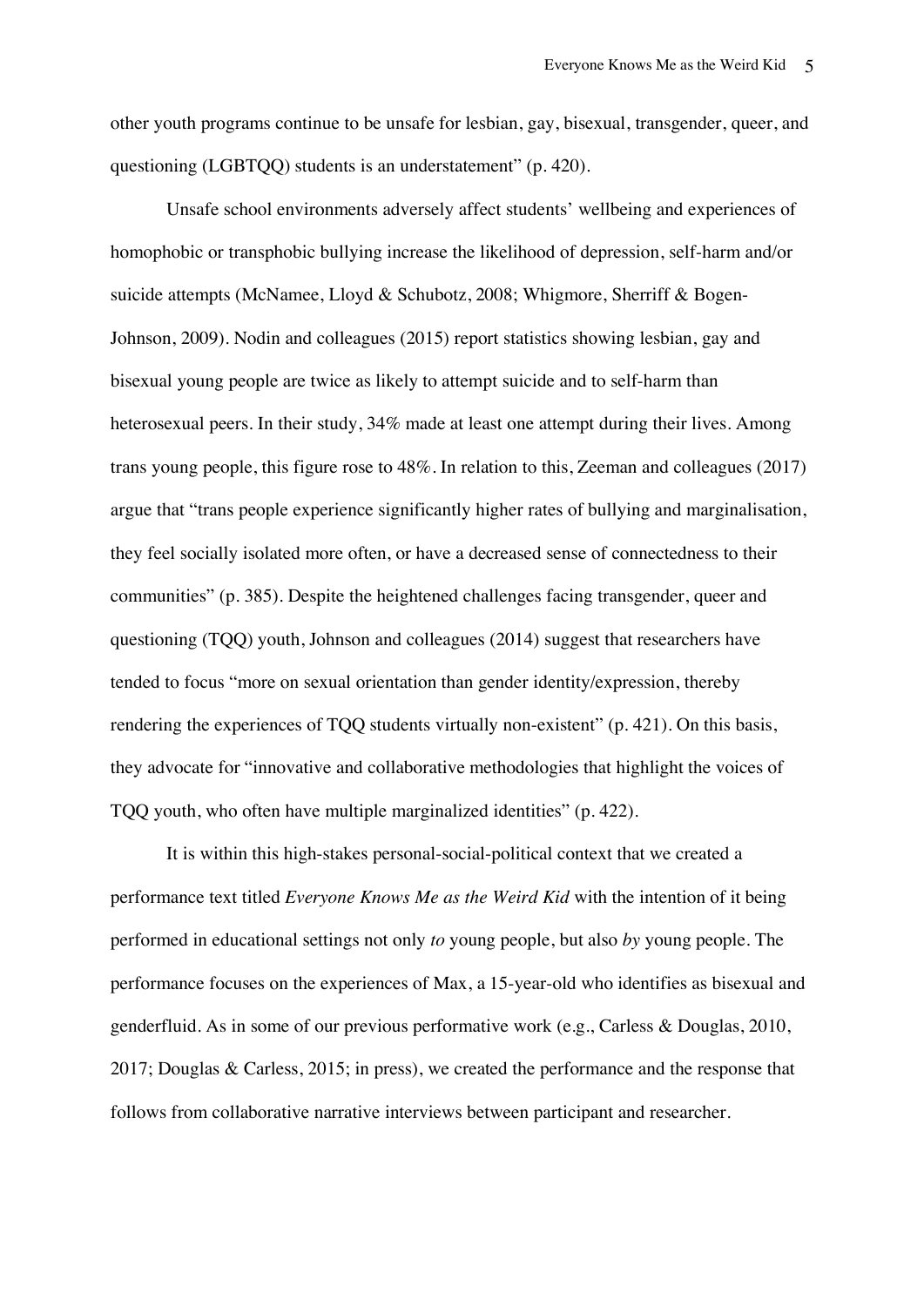other youth programs continue to be unsafe for lesbian, gay, bisexual, transgender, queer, and questioning (LGBTQQ) students is an understatement" (p. 420).

Unsafe school environments adversely affect students' wellbeing and experiences of homophobic or transphobic bullying increase the likelihood of depression, self-harm and/or suicide attempts (McNamee, Lloyd & Schubotz, 2008; Whigmore, Sherriff & Bogen-Johnson, 2009). Nodin and colleagues (2015) report statistics showing lesbian, gay and bisexual young people are twice as likely to attempt suicide and to self-harm than heterosexual peers. In their study, 34% made at least one attempt during their lives. Among trans young people, this figure rose to 48%. In relation to this, Zeeman and colleagues (2017) argue that "trans people experience significantly higher rates of bullying and marginalisation, they feel socially isolated more often, or have a decreased sense of connectedness to their communities" (p. 385). Despite the heightened challenges facing transgender, queer and questioning (TQQ) youth, Johnson and colleagues (2014) suggest that researchers have tended to focus "more on sexual orientation than gender identity/expression, thereby rendering the experiences of TQQ students virtually non-existent" (p. 421). On this basis, they advocate for "innovative and collaborative methodologies that highlight the voices of TQQ youth, who often have multiple marginalized identities" (p. 422).

It is within this high-stakes personal-social-political context that we created a performance text titled *Everyone Knows Me as the Weird Kid* with the intention of it being performed in educational settings not only *to* young people, but also *by* young people. The performance focuses on the experiences of Max, a 15-year-old who identifies as bisexual and genderfluid. As in some of our previous performative work (e.g., Carless & Douglas, 2010, 2017; Douglas & Carless, 2015; in press), we created the performance and the response that follows from collaborative narrative interviews between participant and researcher.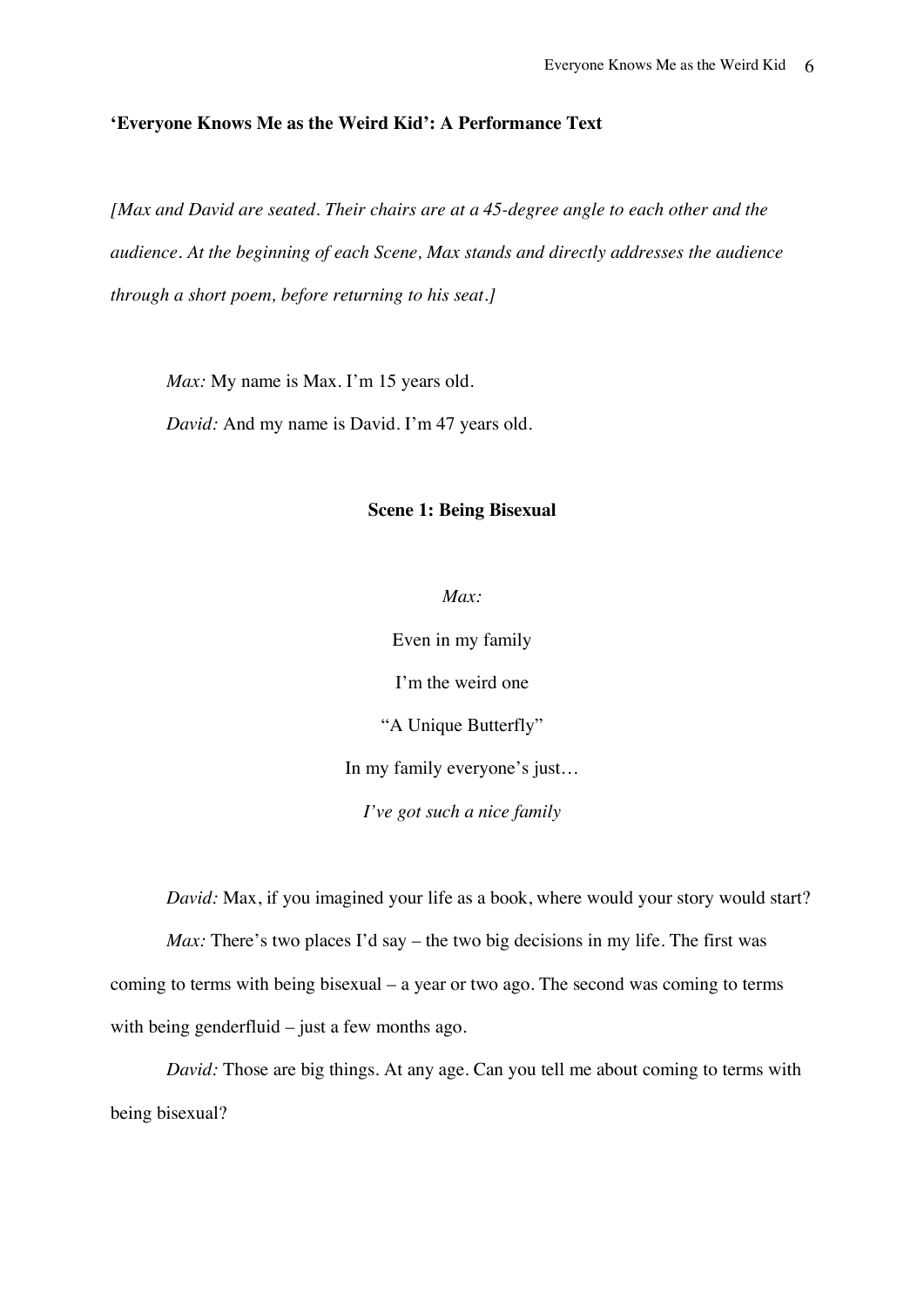**'Everyone Knows Me as the Weird Kid': A Performance Text**

*[Max and David are seated. Their chairs are at a 45-degree angle to each other and the audience. At the beginning of each Scene, Max stands and directly addresses the audience through a short poem, before returning to his seat.]*

*Max:* My name is Max. I'm 15 years old.

*David:* And my name is David. I'm 47 years old.

**Scene 1: Being Bisexual**

*Max:*

Even in my family

I'm the weird one

"A Unique Butterfly"

In my family everyone's just…

*I've got such a nice family*

*David:* Max, if you imagined your life as a book, where would your story would start?

*Max:* There's two places I'd say – the two big decisions in my life. The first was coming to terms with being bisexual – a year or two ago. The second was coming to terms with being genderfluid – just a few months ago.

*David:* Those are big things. At any age. Can you tell me about coming to terms with being bisexual?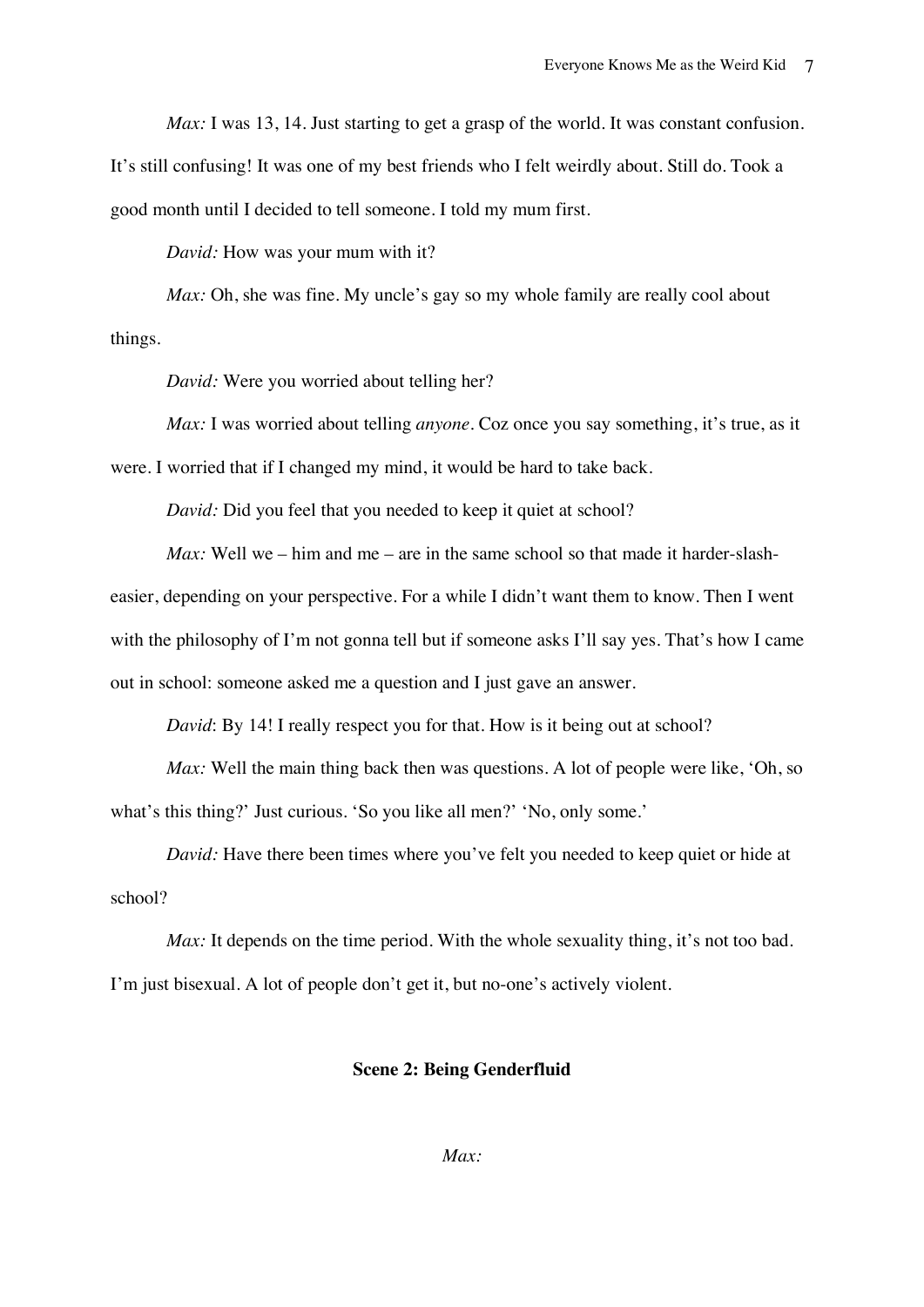*Max:* I was 13, 14. Just starting to get a grasp of the world. It was constant confusion. It's still confusing! It was one of my best friends who I felt weirdly about. Still do. Took a good month until I decided to tell someone. I told my mum first.

*David:* How was your mum with it?

*Max:* Oh, she was fine. My uncle's gay so my whole family are really cool about things.

*David:* Were you worried about telling her?

*Max:* I was worried about telling *anyone*. Coz once you say something, it's true, as it were. I worried that if I changed my mind, it would be hard to take back.

*David:* Did you feel that you needed to keep it quiet at school?

*Max:* Well we – him and me – are in the same school so that made it harder-slash-easier, depending on your perspective. For a while I didn't want them to know. Then I went with the philosophy of I'm not gonna tell but if someone asks I'll say yes. That's how I came out in school: someone asked me a question and I just gave an answer.

*David*: By 14! I really respect you for that. How is it being out at school?

*Max:* Well the main thing back then was questions. A lot of people were like, 'Oh, so what's this thing?' Just curious. 'So you like all men?' 'No, only some.'

*David:* Have there been times where you've felt you needed to keep quiet or hide at school?

*Max:* It depends on the time period. With the whole sexuality thing, it's not too bad. I'm just bisexual. A lot of people don't get it, but no-one's actively violent.

**Scene 2: Being Genderfluid**

*Max:*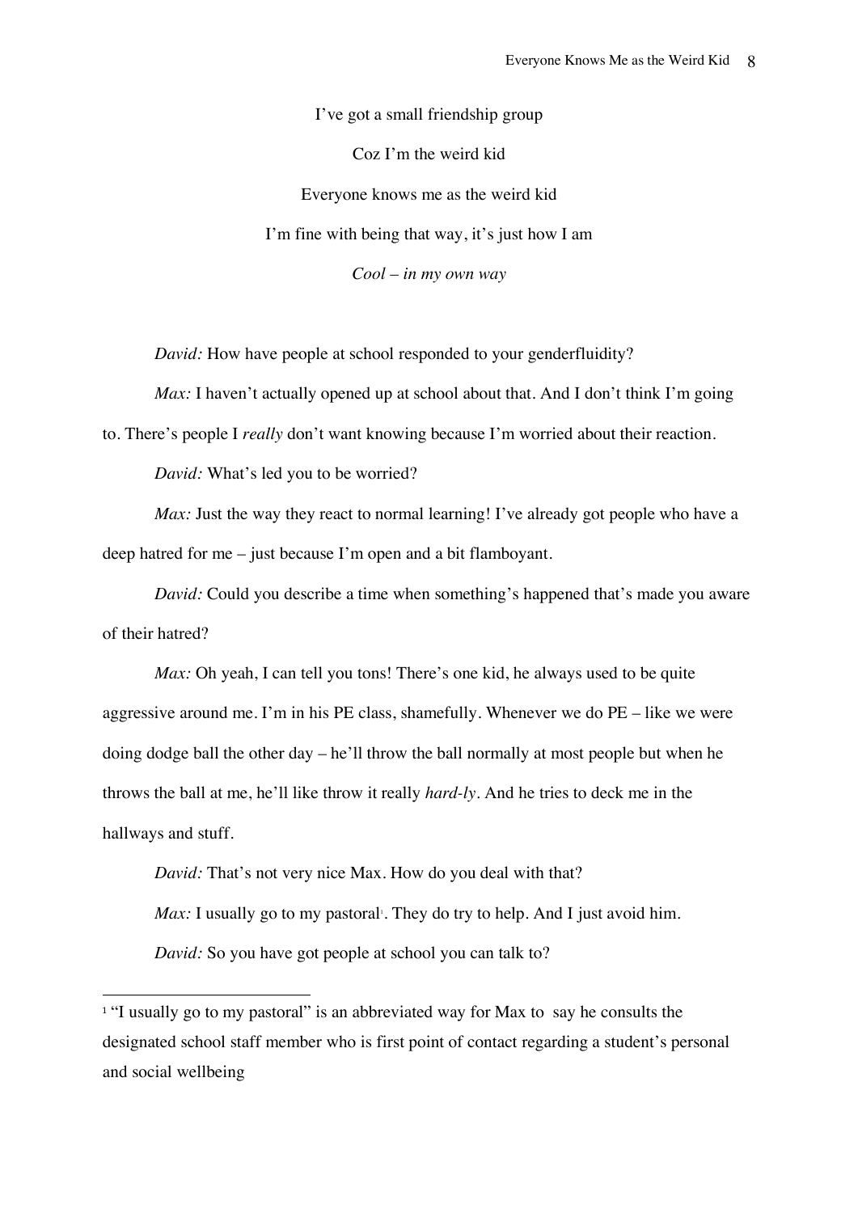I've got a small friendship group

Coz I'm the weird kid

Everyone knows me as the weird kid

I'm fine with being that way, it's just how I am

*Cool – in my own way*

*David:* How have people at school responded to your genderfluidity?

*Max:* I haven't actually opened up at school about that. And I don't think I'm going to. There's people I *really* don't want knowing because I'm worried about their reaction.

*David:* What's led you to be worried?

*Max:* Just the way they react to normal learning! I've already got people who have a deep hatred for me – just because I'm open and a bit flamboyant.

*David:* Could you describe a time when something's happened that's made you aware of their hatred?

*Max:* Oh yeah, I can tell you tons! There's one kid, he always used to be quite aggressive around me. I'm in his PE class, shamefully. Whenever we do PE – like we were doing dodge ball the other day – he'll throw the ball normally at most people but when he throws the ball at me, he'll like throw it really *hard-ly*. And he tries to deck me in the hallways and stuff.

*David:* That's not very nice Max. How do you deal with that?

*Max:* I usually go to my pastoral[1]. They do try to help. And I just avoid him.

*David:* So you have got people at school you can talk to?

---

[1] "I usually go to my pastoral" is an abbreviated way for Max to say he consults the designated school staff member who is first point of contact regarding a student's personal and social wellbeing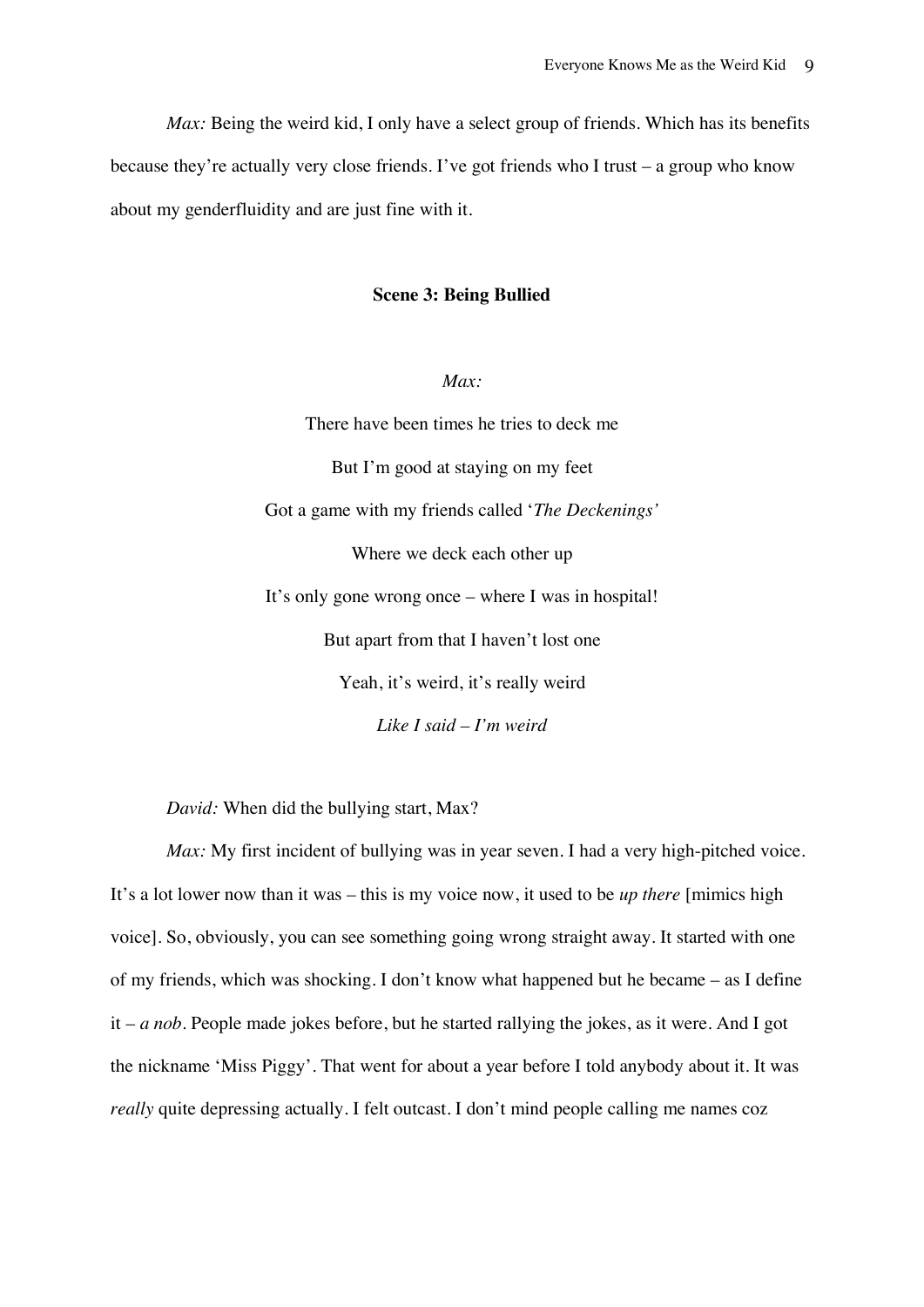*Max:* Being the weird kid, I only have a select group of friends. Which has its benefits because they're actually very close friends. I've got friends who I trust – a group who know about my genderfluidity and are just fine with it.

**Scene 3: Being Bullied**

*Max:*

There have been times he tries to deck me

But I'm good at staying on my feet

Got a game with my friends called '*The Deckenings'*

Where we deck each other up

It's only gone wrong once – where I was in hospital!

But apart from that I haven't lost one

Yeah, it's weird, it's really weird

*Like I said – I'm weird*

*David:* When did the bullying start, Max?

*Max:* My first incident of bullying was in year seven. I had a very high-pitched voice. It's a lot lower now than it was – this is my voice now, it used to be *up there* [mimics high voice]. So, obviously, you can see something going wrong straight away. It started with one of my friends, which was shocking. I don't know what happened but he became – as I define it – *a nob*. People made jokes before, but he started rallying the jokes, as it were. And I got the nickname 'Miss Piggy'. That went for about a year before I told anybody about it. It was *really* quite depressing actually. I felt outcast. I don't mind people calling me names coz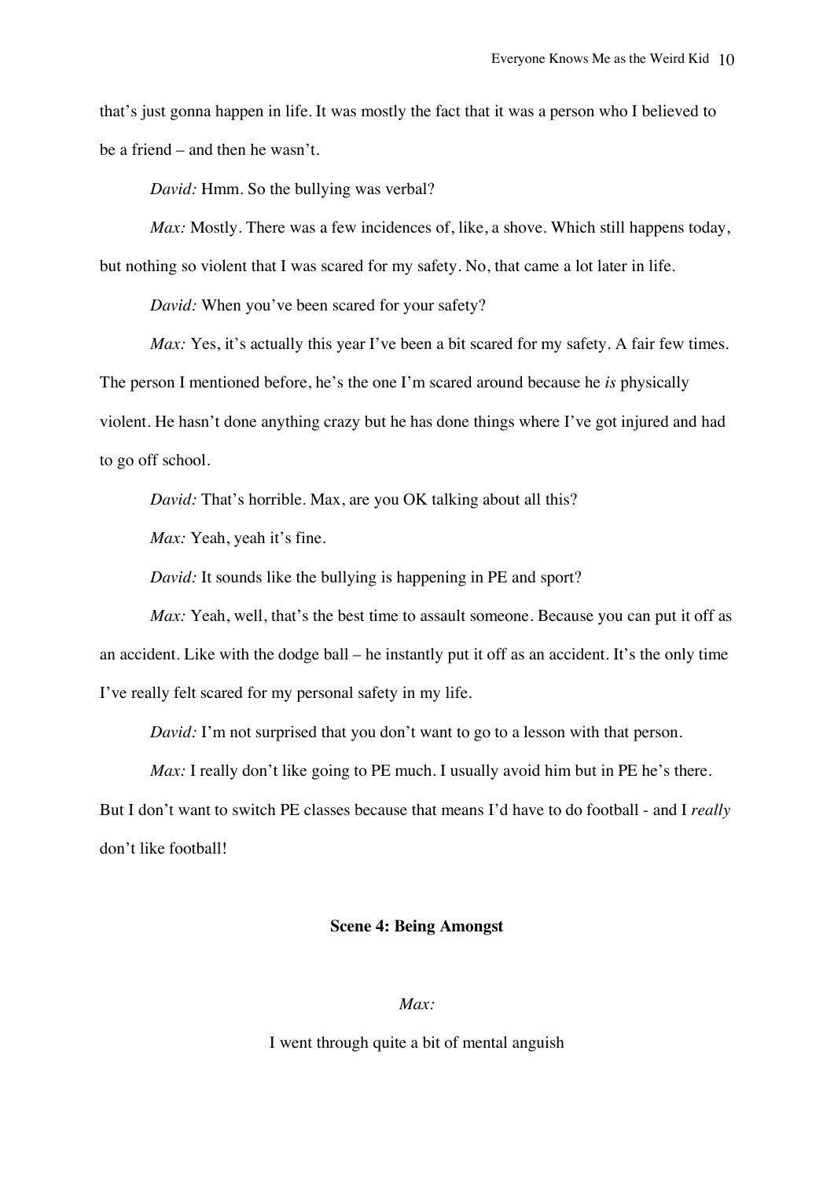that's just gonna happen in life. It was mostly the fact that it was a person who I believed to be a friend – and then he wasn't.

*David:* Hmm. So the bullying was verbal?

*Max:* Mostly. There was a few incidences of, like, a shove. Which still happens today, but nothing so violent that I was scared for my safety. No, that came a lot later in life.

*David:* When you've been scared for your safety?

*Max:* Yes, it's actually this year I've been a bit scared for my safety. A fair few times. The person I mentioned before, he's the one I'm scared around because he *is* physically violent. He hasn't done anything crazy but he has done things where I've got injured and had to go off school.

*David:* That's horrible. Max, are you OK talking about all this?

*Max:* Yeah, yeah it's fine.

*David:* It sounds like the bullying is happening in PE and sport?

*Max:* Yeah, well, that's the best time to assault someone. Because you can put it off as an accident. Like with the dodge ball – he instantly put it off as an accident. It's the only time I've really felt scared for my personal safety in my life.

*David:* I'm not surprised that you don't want to go to a lesson with that person.

*Max:* I really don't like going to PE much. I usually avoid him but in PE he's there. But I don't want to switch PE classes because that means I'd have to do football - and I *really* don't like football!

**Scene 4: Being Amongst**

*Max:*

I went through quite a bit of mental anguish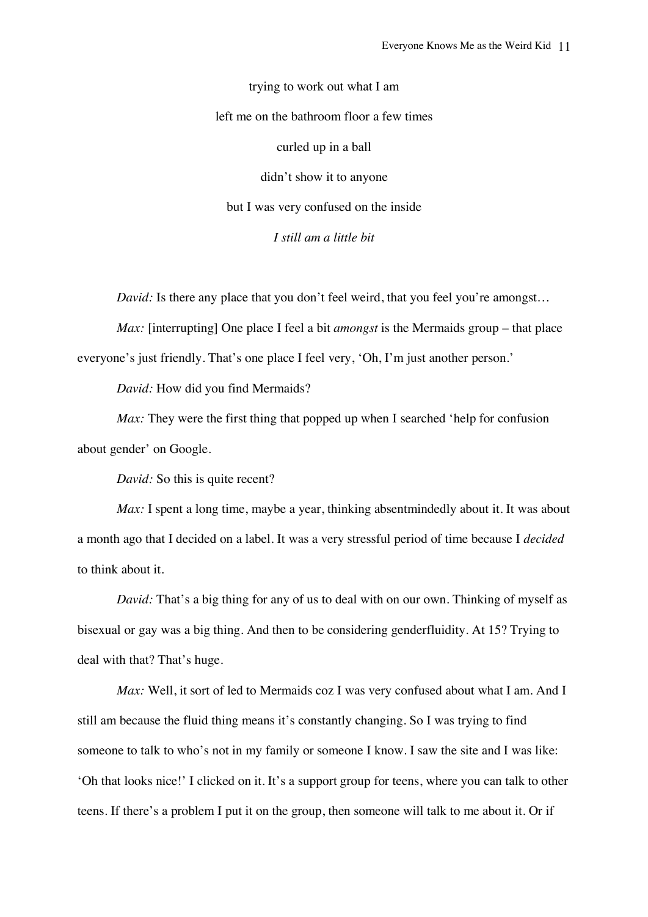trying to work out what I am

left me on the bathroom floor a few times

curled up in a ball

didn't show it to anyone

but I was very confused on the inside

*I still am a little bit*

*David:* Is there any place that you don't feel weird, that you feel you're amongst…

*Max:* [interrupting] One place I feel a bit *amongst* is the Mermaids group – that place everyone's just friendly. That's one place I feel very, 'Oh, I'm just another person.'

*David:* How did you find Mermaids?

*Max:* They were the first thing that popped up when I searched 'help for confusion about gender' on Google.

*David:* So this is quite recent?

*Max:* I spent a long time, maybe a year, thinking absentmindedly about it. It was about a month ago that I decided on a label. It was a very stressful period of time because I *decided* to think about it.

*David:* That's a big thing for any of us to deal with on our own. Thinking of myself as bisexual or gay was a big thing. And then to be considering genderfluidity. At 15? Trying to deal with that? That's huge.

*Max:* Well, it sort of led to Mermaids coz I was very confused about what I am. And I still am because the fluid thing means it's constantly changing. So I was trying to find someone to talk to who's not in my family or someone I know. I saw the site and I was like: 'Oh that looks nice!' I clicked on it. It's a support group for teens, where you can talk to other teens. If there's a problem I put it on the group, then someone will talk to me about it. Or if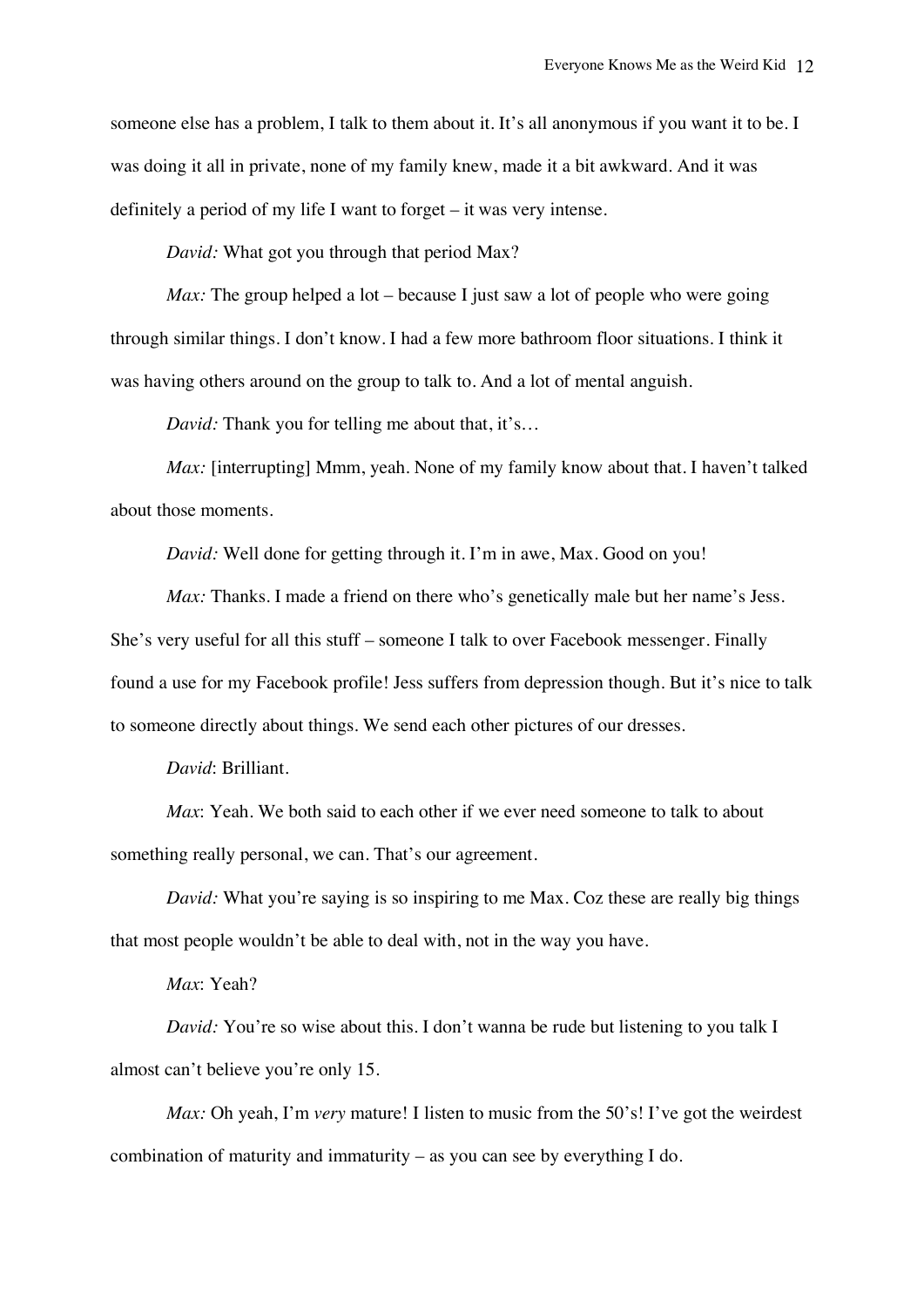someone else has a problem, I talk to them about it. It's all anonymous if you want it to be. I was doing it all in private, none of my family knew, made it a bit awkward. And it was definitely a period of my life I want to forget – it was very intense.

*David:* What got you through that period Max?

*Max:* The group helped a lot – because I just saw a lot of people who were going through similar things. I don't know. I had a few more bathroom floor situations. I think it was having others around on the group to talk to. And a lot of mental anguish.

*David:* Thank you for telling me about that, it's…

*Max:* [interrupting] Mmm, yeah. None of my family know about that. I haven't talked about those moments.

*David:* Well done for getting through it. I'm in awe, Max. Good on you!

*Max:* Thanks. I made a friend on there who's genetically male but her name's Jess. She's very useful for all this stuff – someone I talk to over Facebook messenger. Finally found a use for my Facebook profile! Jess suffers from depression though. But it's nice to talk to someone directly about things. We send each other pictures of our dresses.

*David*: Brilliant.

*Max*: Yeah. We both said to each other if we ever need someone to talk to about something really personal, we can. That's our agreement.

*David:* What you're saying is so inspiring to me Max. Coz these are really big things that most people wouldn't be able to deal with, not in the way you have.

*Max*: Yeah?

*David:* You're so wise about this. I don't wanna be rude but listening to you talk I almost can't believe you're only 15.

*Max:* Oh yeah, I'm *very* mature! I listen to music from the 50's! I've got the weirdest combination of maturity and immaturity – as you can see by everything I do.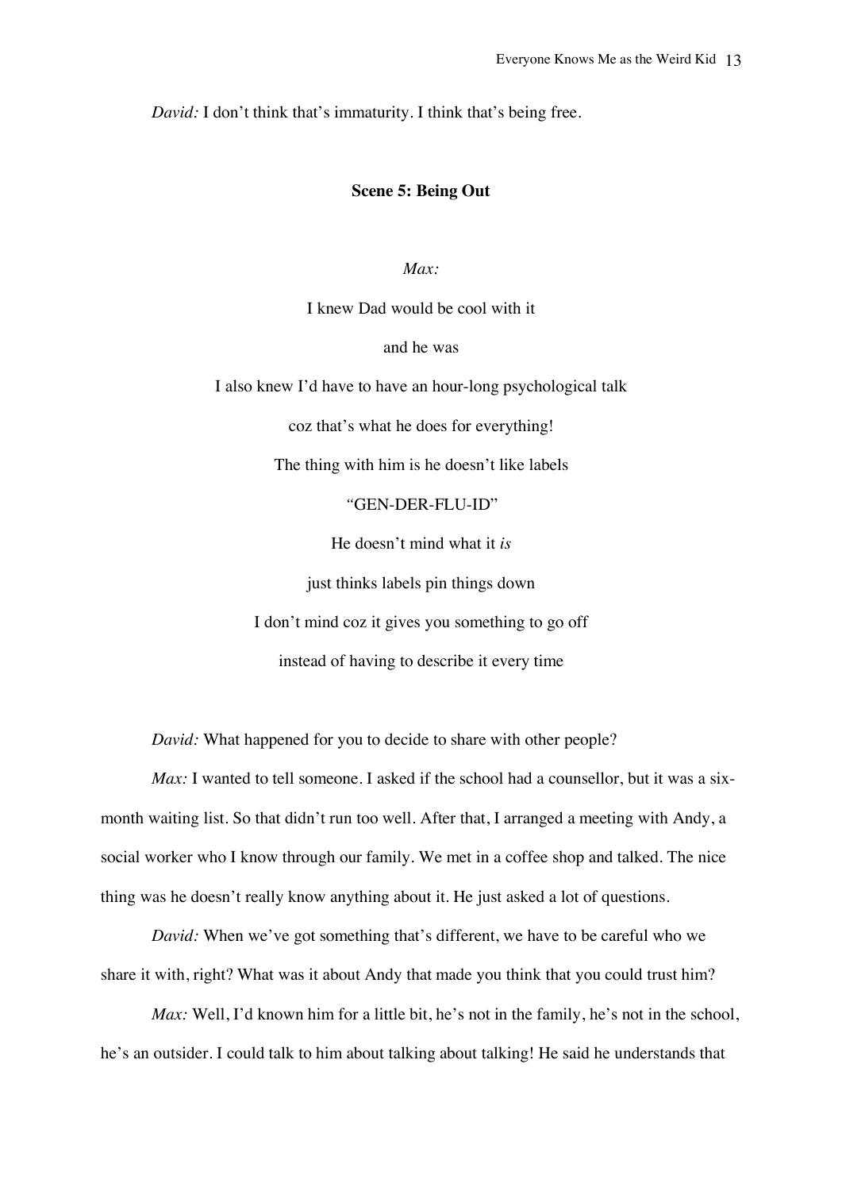*David:* I don’t think that’s immaturity. I think that’s being free.

**Scene 5: Being Out**

*Max:*

I knew Dad would be cool with it

and he was

I also knew I’d have to have an hour-long psychological talk

coz that’s what he does for everything!

The thing with him is he doesn’t like labels

“GEN-DER-FLU-ID”

He doesn’t mind what it *is*

just thinks labels pin things down

I don’t mind coz it gives you something to go off

instead of having to describe it every time

*David:* What happened for you to decide to share with other people?

*Max:* I wanted to tell someone. I asked if the school had a counsellor, but it was a six-month waiting list. So that didn’t run too well. After that, I arranged a meeting with Andy, a social worker who I know through our family. We met in a coffee shop and talked. The nice thing was he doesn’t really know anything about it. He just asked a lot of questions.

*David:* When we’ve got something that’s different, we have to be careful who we share it with, right? What was it about Andy that made you think that you could trust him?

*Max:* Well, I’d known him for a little bit, he’s not in the family, he’s not in the school, he’s an outsider. I could talk to him about talking about talking! He said he understands that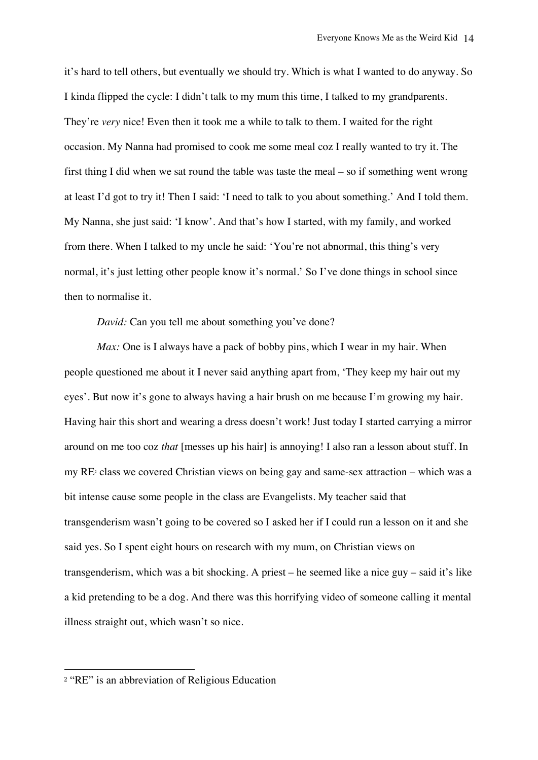it's hard to tell others, but eventually we should try. Which is what I wanted to do anyway. So I kinda flipped the cycle: I didn't talk to my mum this time, I talked to my grandparents. They're *very* nice! Even then it took me a while to talk to them. I waited for the right occasion. My Nanna had promised to cook me some meal coz I really wanted to try it. The first thing I did when we sat round the table was taste the meal – so if something went wrong at least I'd got to try it! Then I said: 'I need to talk to you about something.' And I told them. My Nanna, she just said: 'I know'. And that's how I started, with my family, and worked from there. When I talked to my uncle he said: 'You're not abnormal, this thing's very normal, it's just letting other people know it's normal.' So I've done things in school since then to normalise it.

*David:* Can you tell me about something you've done?

*Max:* One is I always have a pack of bobby pins, which I wear in my hair. When people questioned me about it I never said anything apart from, 'They keep my hair out my eyes'. But now it's gone to always having a hair brush on me because I'm growing my hair. Having hair this short and wearing a dress doesn't work! Just today I started carrying a mirror around on me too coz *that* [messes up his hair] is annoying! I also ran a lesson about stuff. In my RE[2] class we covered Christian views on being gay and same-sex attraction – which was a bit intense cause some people in the class are Evangelists. My teacher said that transgenderism wasn't going to be covered so I asked her if I could run a lesson on it and she said yes. So I spent eight hours on research with my mum, on Christian views on transgenderism, which was a bit shocking. A priest – he seemed like a nice guy – said it's like a kid pretending to be a dog. And there was this horrifying video of someone calling it mental illness straight out, which wasn't so nice.

---

[2] "RE" is an abbreviation of Religious Education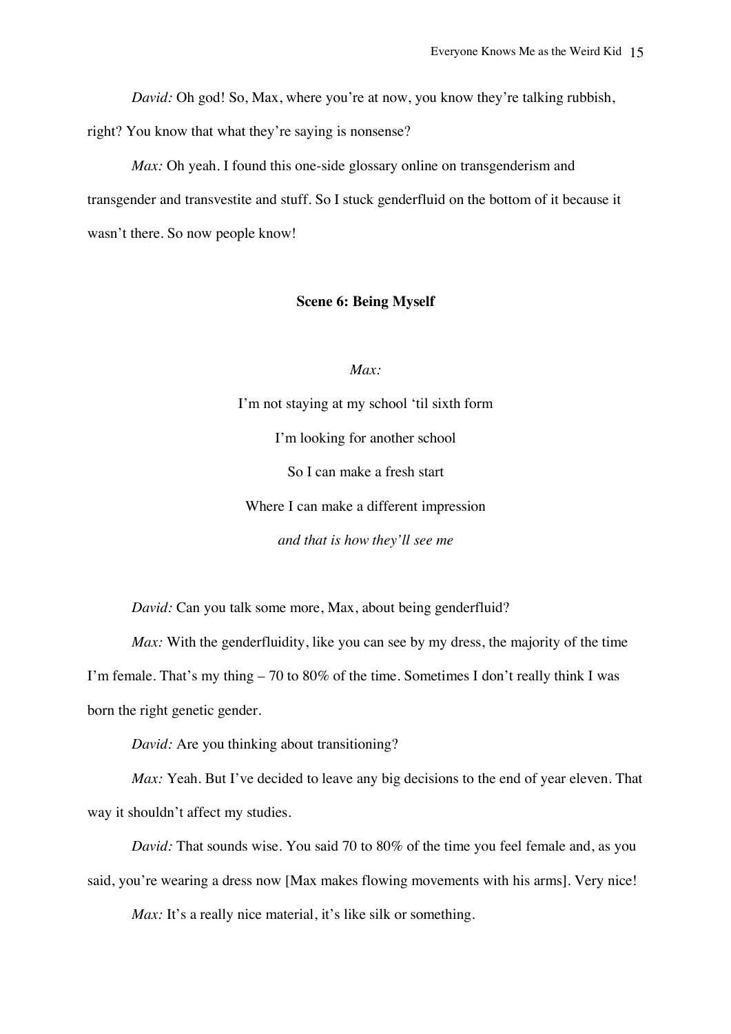*David:* Oh god! So, Max, where you're at now, you know they're talking rubbish, right? You know that what they're saying is nonsense?

*Max:* Oh yeah. I found this one-side glossary online on transgenderism and transgender and transvestite and stuff. So I stuck genderfluid on the bottom of it because it wasn't there. So now people know!

**Scene 6: Being Myself**

*Max:*

I'm not staying at my school 'til sixth form

I'm looking for another school

So I can make a fresh start

Where I can make a different impression

*and that is how they'll see me*

*David:* Can you talk some more, Max, about being genderfluid?

*Max:* With the genderfluidity, like you can see by my dress, the majority of the time I'm female. That's my thing – 70 to 80% of the time. Sometimes I don't really think I was born the right genetic gender.

*David:* Are you thinking about transitioning?

*Max:* Yeah. But I've decided to leave any big decisions to the end of year eleven. That way it shouldn't affect my studies.

*David:* That sounds wise. You said 70 to 80% of the time you feel female and, as you said, you're wearing a dress now [Max makes flowing movements with his arms]. Very nice!

*Max:* It's a really nice material, it's like silk or something.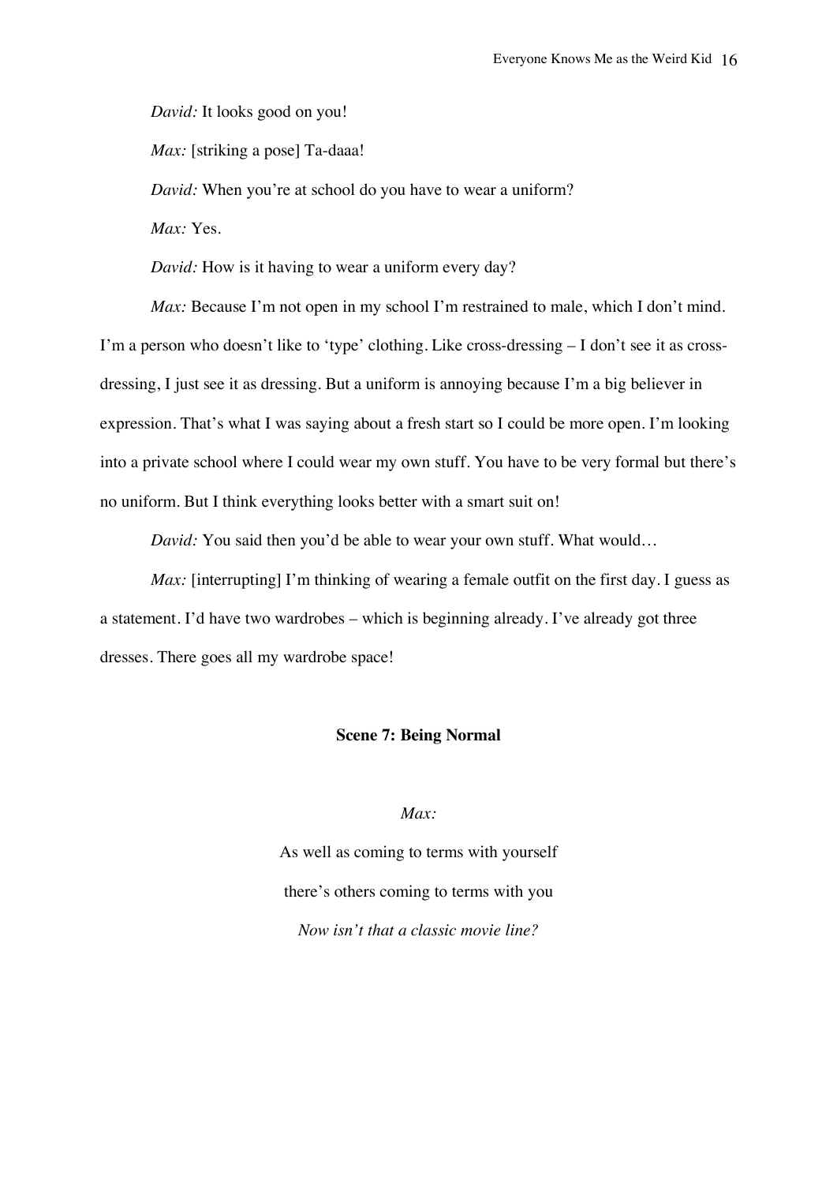*David:* It looks good on you!

*Max:* [striking a pose] Ta-daaa!

*David:* When you're at school do you have to wear a uniform?

*Max:* Yes.

*David:* How is it having to wear a uniform every day?

*Max:* Because I'm not open in my school I'm restrained to male, which I don't mind. I'm a person who doesn't like to 'type' clothing. Like cross-dressing – I don't see it as cross-dressing, I just see it as dressing. But a uniform is annoying because I'm a big believer in expression. That's what I was saying about a fresh start so I could be more open. I'm looking into a private school where I could wear my own stuff. You have to be very formal but there's no uniform. But I think everything looks better with a smart suit on!

*David:* You said then you'd be able to wear your own stuff. What would…

*Max:* [interrupting] I'm thinking of wearing a female outfit on the first day. I guess as a statement. I'd have two wardrobes – which is beginning already. I've already got three dresses. There goes all my wardrobe space!

### Scene 7: Being Normal

*Max:*

As well as coming to terms with yourself

there's others coming to terms with you

*Now isn't that a classic movie line?*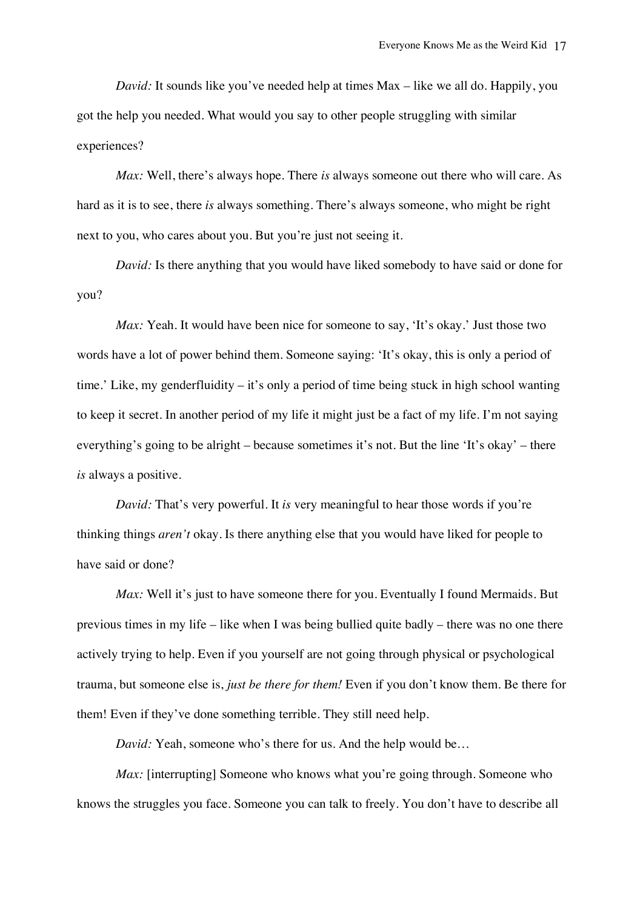*David:* It sounds like you've needed help at times Max – like we all do. Happily, you got the help you needed. What would you say to other people struggling with similar experiences?

*Max:* Well, there's always hope. There *is* always someone out there who will care. As hard as it is to see, there *is* always something. There's always someone, who might be right next to you, who cares about you. But you're just not seeing it.

*David:* Is there anything that you would have liked somebody to have said or done for you?

*Max:* Yeah. It would have been nice for someone to say, 'It's okay.' Just those two words have a lot of power behind them. Someone saying: 'It's okay, this is only a period of time.' Like, my genderfluidity – it's only a period of time being stuck in high school wanting to keep it secret. In another period of my life it might just be a fact of my life. I'm not saying everything's going to be alright – because sometimes it's not. But the line 'It's okay' – there *is* always a positive.

*David:* That's very powerful. It *is* very meaningful to hear those words if you're thinking things *aren't* okay. Is there anything else that you would have liked for people to have said or done?

*Max:* Well it's just to have someone there for you. Eventually I found Mermaids. But previous times in my life – like when I was being bullied quite badly – there was no one there actively trying to help. Even if you yourself are not going through physical or psychological trauma, but someone else is, *just be there for them!* Even if you don't know them. Be there for them! Even if they've done something terrible. They still need help.

*David:* Yeah, someone who's there for us. And the help would be…

*Max:* [interrupting] Someone who knows what you're going through. Someone who knows the struggles you face. Someone you can talk to freely. You don't have to describe all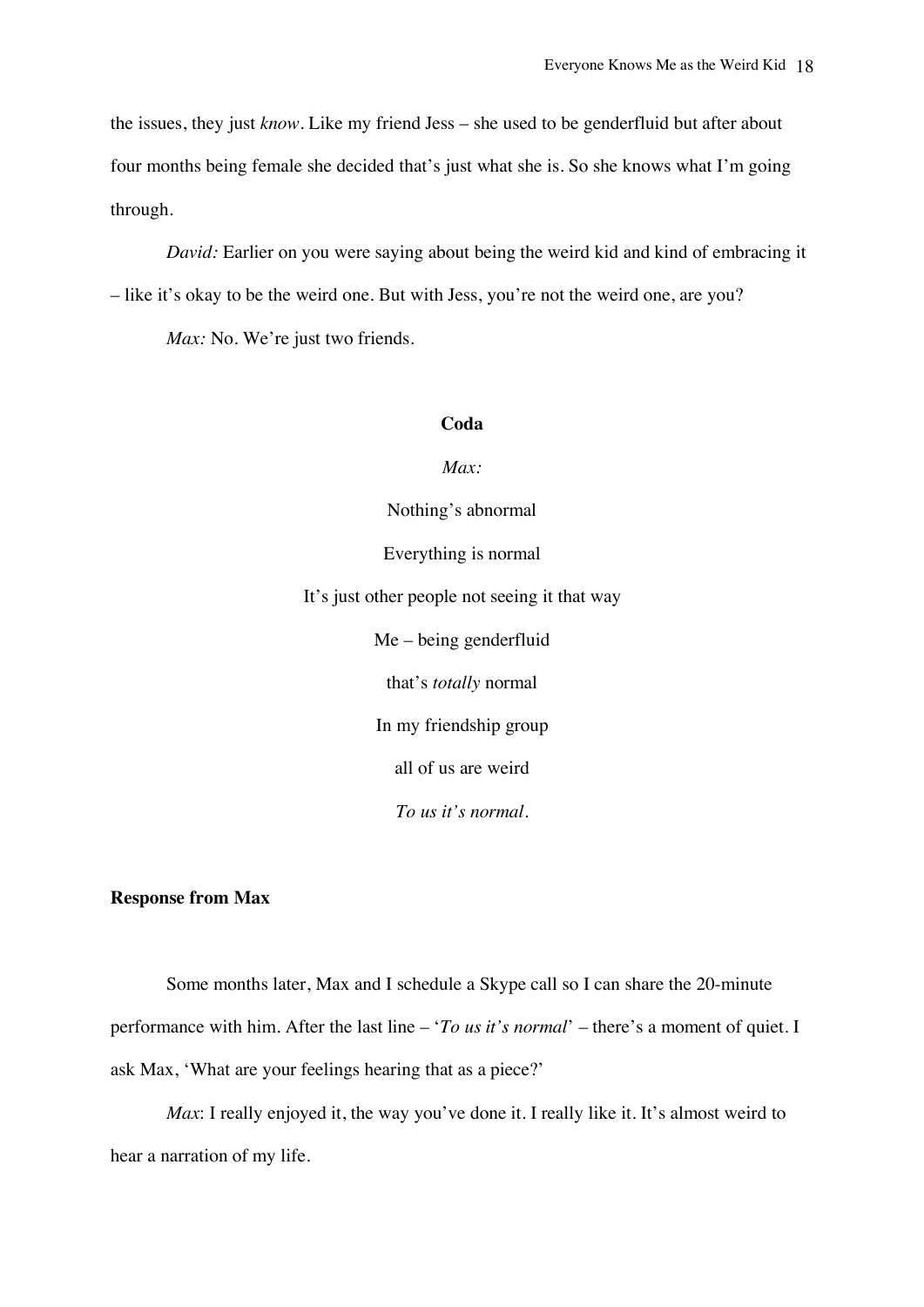the issues, they just *know*. Like my friend Jess – she used to be genderfluid but after about four months being female she decided that's just what she is. So she knows what I'm going through.

*David:* Earlier on you were saying about being the weird kid and kind of embracing it – like it's okay to be the weird one. But with Jess, you're not the weird one, are you?

*Max:* No. We're just two friends.

**Coda**

*Max:*

Nothing's abnormal

Everything is normal

It's just other people not seeing it that way

Me – being genderfluid

that's *totally* normal

In my friendship group

all of us are weird

*To us it's normal.*

**Response from Max**

Some months later, Max and I schedule a Skype call so I can share the 20-minute performance with him. After the last line – '*To us it's normal*' – there's a moment of quiet. I ask Max, 'What are your feelings hearing that as a piece?'

*Max*: I really enjoyed it, the way you've done it. I really like it. It's almost weird to hear a narration of my life.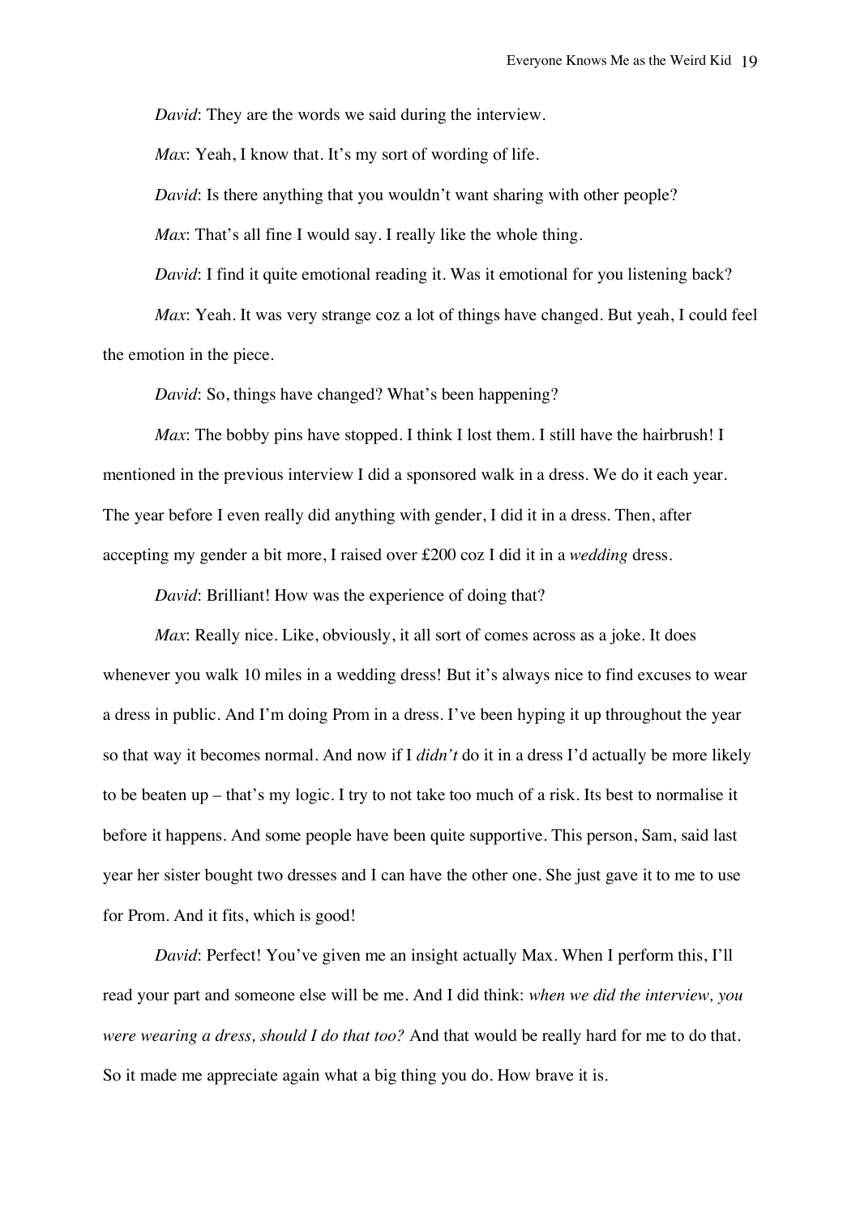*David*: They are the words we said during the interview.

*Max*: Yeah, I know that. It's my sort of wording of life.

*David*: Is there anything that you wouldn't want sharing with other people?

*Max*: That's all fine I would say. I really like the whole thing.

*David*: I find it quite emotional reading it. Was it emotional for you listening back?

*Max*: Yeah. It was very strange coz a lot of things have changed. But yeah, I could feel the emotion in the piece.

*David*: So, things have changed? What's been happening?

*Max*: The bobby pins have stopped. I think I lost them. I still have the hairbrush! I mentioned in the previous interview I did a sponsored walk in a dress. We do it each year. The year before I even really did anything with gender, I did it in a dress. Then, after accepting my gender a bit more, I raised over £200 coz I did it in a *wedding* dress.

*David*: Brilliant! How was the experience of doing that?

*Max*: Really nice. Like, obviously, it all sort of comes across as a joke. It does whenever you walk 10 miles in a wedding dress! But it's always nice to find excuses to wear a dress in public. And I'm doing Prom in a dress. I've been hyping it up throughout the year so that way it becomes normal. And now if I *didn't* do it in a dress I'd actually be more likely to be beaten up – that's my logic. I try to not take too much of a risk. Its best to normalise it before it happens. And some people have been quite supportive. This person, Sam, said last year her sister bought two dresses and I can have the other one. She just gave it to me to use for Prom. And it fits, which is good!

*David*: Perfect! You've given me an insight actually Max. When I perform this, I'll read your part and someone else will be me. And I did think: *when we did the interview, you were wearing a dress, should I do that too?* And that would be really hard for me to do that. So it made me appreciate again what a big thing you do. How brave it is.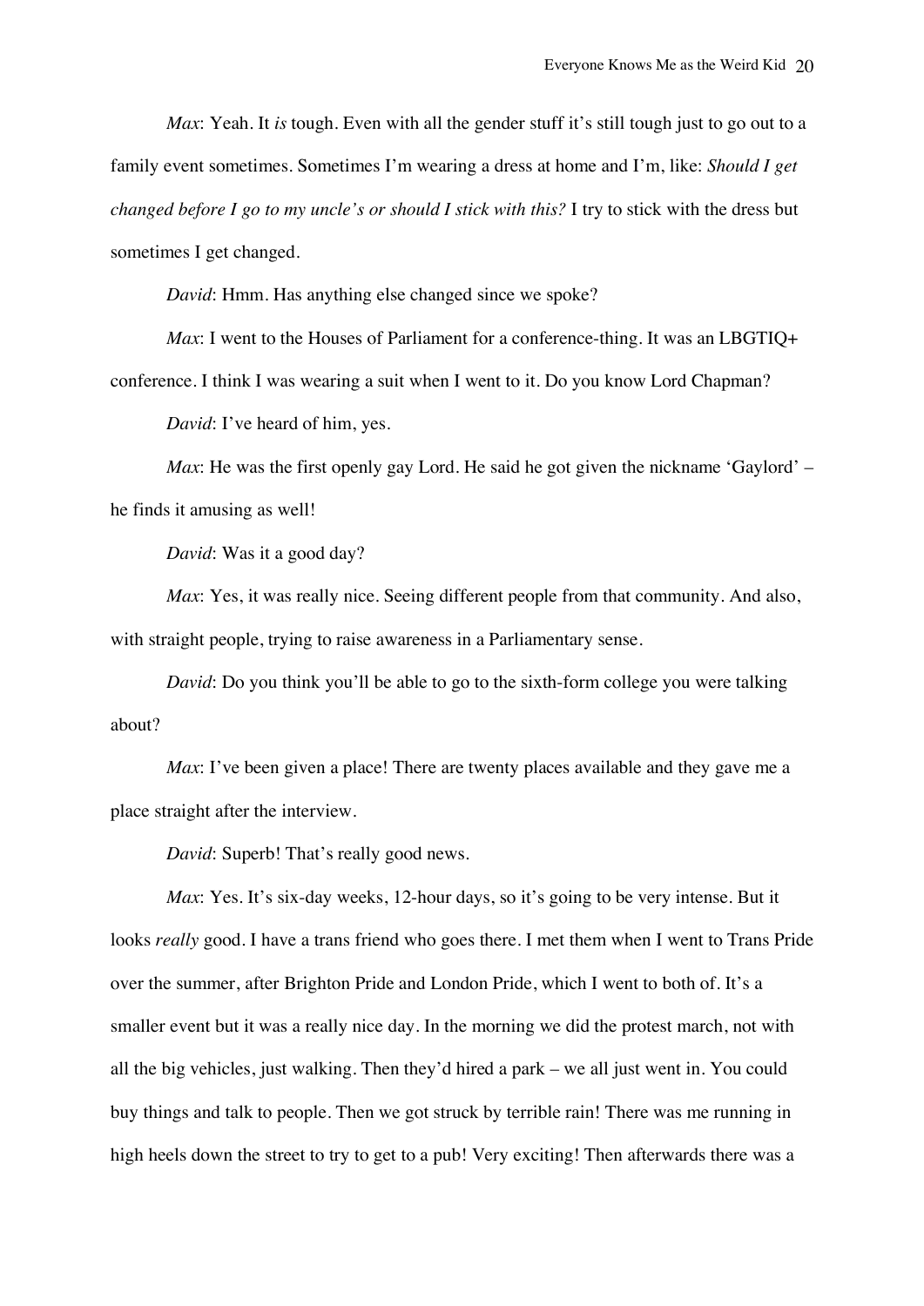*Max*: Yeah. It *is* tough. Even with all the gender stuff it's still tough just to go out to a family event sometimes. Sometimes I'm wearing a dress at home and I'm, like: *Should I get changed before I go to my uncle's or should I stick with this?* I try to stick with the dress but sometimes I get changed.

*David*: Hmm. Has anything else changed since we spoke?

*Max*: I went to the Houses of Parliament for a conference-thing. It was an LBGTIQ+ conference. I think I was wearing a suit when I went to it. Do you know Lord Chapman?

*David*: I've heard of him, yes.

*Max*: He was the first openly gay Lord. He said he got given the nickname 'Gaylord' – he finds it amusing as well!

*David*: Was it a good day?

*Max*: Yes, it was really nice. Seeing different people from that community. And also, with straight people, trying to raise awareness in a Parliamentary sense.

*David*: Do you think you'll be able to go to the sixth-form college you were talking about?

*Max*: I've been given a place! There are twenty places available and they gave me a place straight after the interview.

*David*: Superb! That's really good news.

*Max*: Yes. It's six-day weeks, 12-hour days, so it's going to be very intense. But it looks *really* good. I have a trans friend who goes there. I met them when I went to Trans Pride over the summer, after Brighton Pride and London Pride, which I went to both of. It's a smaller event but it was a really nice day. In the morning we did the protest march, not with all the big vehicles, just walking. Then they'd hired a park – we all just went in. You could buy things and talk to people. Then we got struck by terrible rain! There was me running in high heels down the street to try to get to a pub! Very exciting! Then afterwards there was a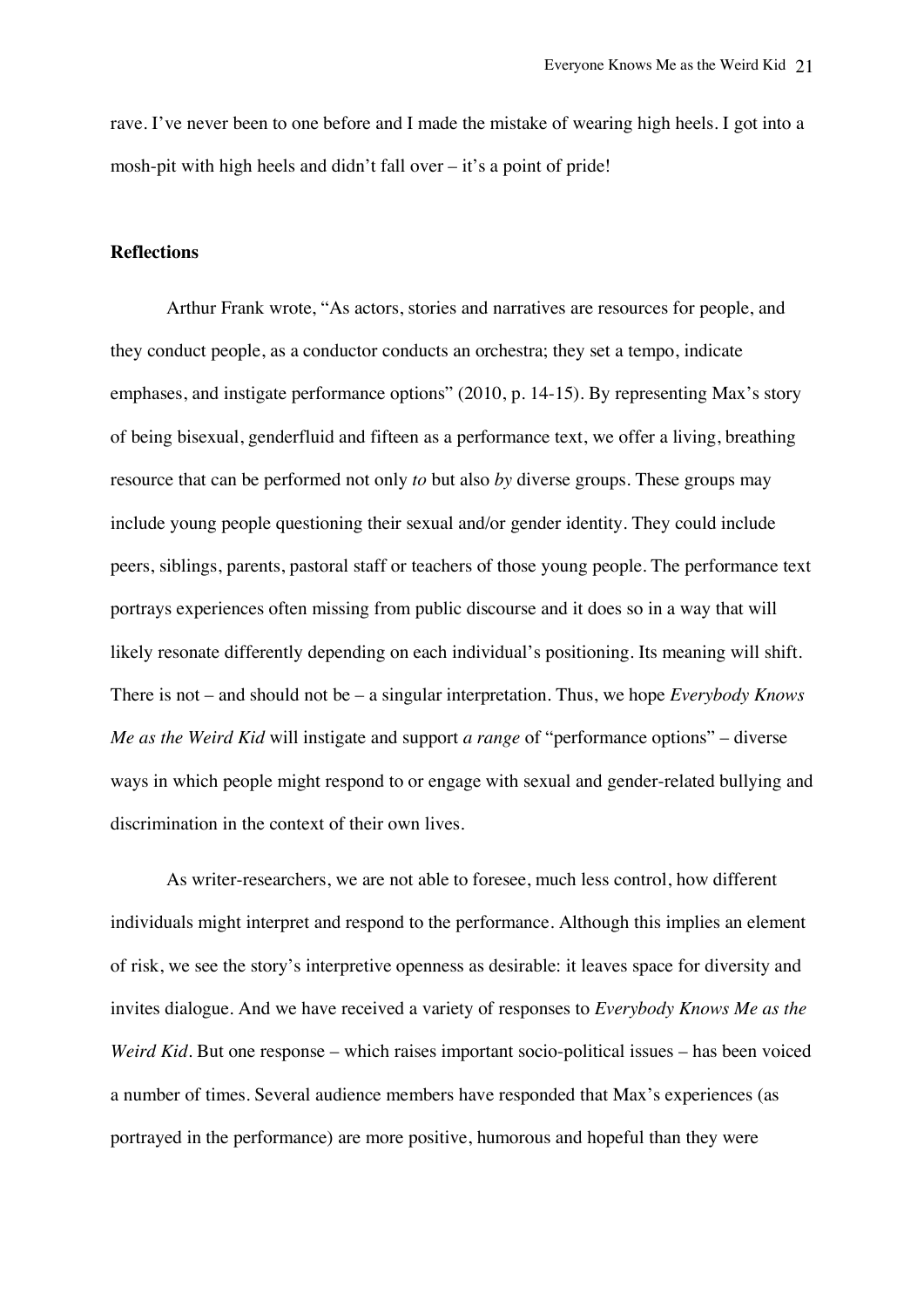rave. I've never been to one before and I made the mistake of wearing high heels. I got into a mosh-pit with high heels and didn't fall over – it's a point of pride!

**Reflections**

Arthur Frank wrote, "As actors, stories and narratives are resources for people, and they conduct people, as a conductor conducts an orchestra; they set a tempo, indicate emphases, and instigate performance options" (2010, p. 14-15). By representing Max's story of being bisexual, genderfluid and fifteen as a performance text, we offer a living, breathing resource that can be performed not only *to* but also *by* diverse groups. These groups may include young people questioning their sexual and/or gender identity. They could include peers, siblings, parents, pastoral staff or teachers of those young people. The performance text portrays experiences often missing from public discourse and it does so in a way that will likely resonate differently depending on each individual's positioning. Its meaning will shift. There is not – and should not be – a singular interpretation. Thus, we hope *Everybody Knows Me as the Weird Kid* will instigate and support *a range* of "performance options" – diverse ways in which people might respond to or engage with sexual and gender-related bullying and discrimination in the context of their own lives.

As writer-researchers, we are not able to foresee, much less control, how different individuals might interpret and respond to the performance. Although this implies an element of risk, we see the story's interpretive openness as desirable: it leaves space for diversity and invites dialogue. And we have received a variety of responses to *Everybody Knows Me as the Weird Kid*. But one response – which raises important socio-political issues – has been voiced a number of times. Several audience members have responded that Max's experiences (as portrayed in the performance) are more positive, humorous and hopeful than they were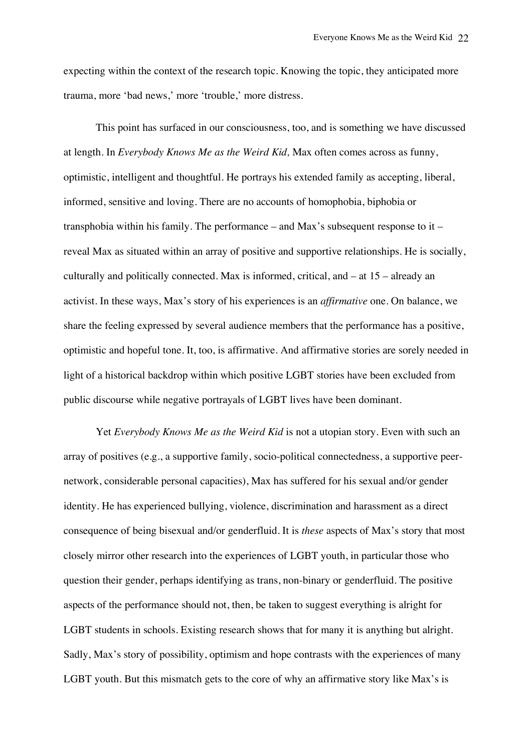expecting within the context of the research topic. Knowing the topic, they anticipated more trauma, more 'bad news,' more 'trouble,' more distress.

This point has surfaced in our consciousness, too, and is something we have discussed at length. In *Everybody Knows Me as the Weird Kid,* Max often comes across as funny, optimistic, intelligent and thoughtful. He portrays his extended family as accepting, liberal, informed, sensitive and loving. There are no accounts of homophobia, biphobia or transphobia within his family. The performance – and Max's subsequent response to it – reveal Max as situated within an array of positive and supportive relationships. He is socially, culturally and politically connected. Max is informed, critical, and – at 15 – already an activist. In these ways, Max's story of his experiences is an *affirmative* one. On balance, we share the feeling expressed by several audience members that the performance has a positive, optimistic and hopeful tone. It, too, is affirmative. And affirmative stories are sorely needed in light of a historical backdrop within which positive LGBT stories have been excluded from public discourse while negative portrayals of LGBT lives have been dominant.

Yet *Everybody Knows Me as the Weird Kid* is not a utopian story. Even with such an array of positives (e.g., a supportive family, socio-political connectedness, a supportive peer-network, considerable personal capacities), Max has suffered for his sexual and/or gender identity. He has experienced bullying, violence, discrimination and harassment as a direct consequence of being bisexual and/or genderfluid. It is *these* aspects of Max's story that most closely mirror other research into the experiences of LGBT youth, in particular those who question their gender, perhaps identifying as trans, non-binary or genderfluid. The positive aspects of the performance should not, then, be taken to suggest everything is alright for LGBT students in schools. Existing research shows that for many it is anything but alright. Sadly, Max's story of possibility, optimism and hope contrasts with the experiences of many LGBT youth. But this mismatch gets to the core of why an affirmative story like Max's is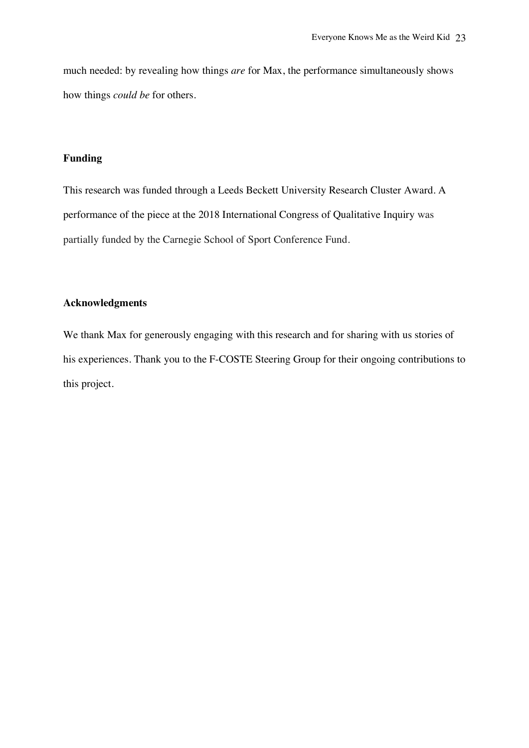much needed: by revealing how things *are* for Max, the performance simultaneously shows how things *could be* for others.

## Funding

This research was funded through a Leeds Beckett University Research Cluster Award. A performance of the piece at the 2018 International Congress of Qualitative Inquiry was partially funded by the Carnegie School of Sport Conference Fund.

## Acknowledgments

We thank Max for generously engaging with this research and for sharing with us stories of his experiences. Thank you to the F-COSTE Steering Group for their ongoing contributions to this project.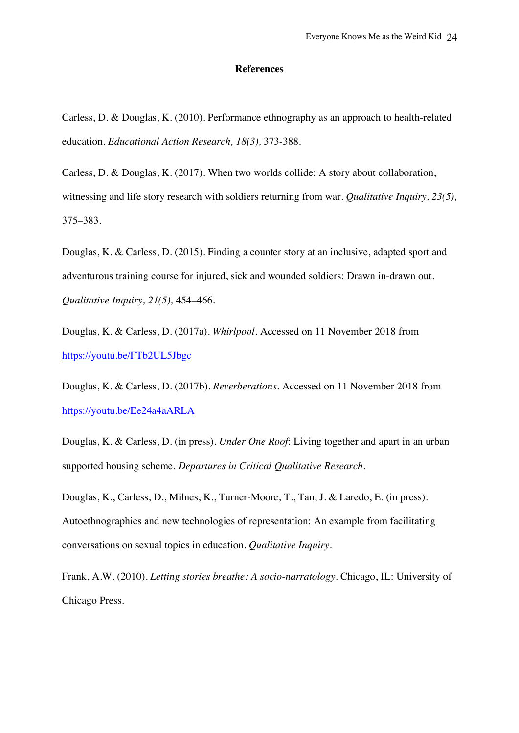# References

Carless, D. & Douglas, K. (2010). Performance ethnography as an approach to health-related education. *Educational Action Research, 18(3),* 373-388.

Carless, D. & Douglas, K. (2017). When two worlds collide: A story about collaboration, witnessing and life story research with soldiers returning from war. *Qualitative Inquiry, 23(5),* 375–383.

Douglas, K. & Carless, D. (2015). Finding a counter story at an inclusive, adapted sport and adventurous training course for injured, sick and wounded soldiers: Drawn in-drawn out. *Qualitative Inquiry, 21(5),* 454–466.

Douglas, K. & Carless, D. (2017a). *Whirlpool*. Accessed on 11 November 2018 from https://youtu.be/FTb2UL5Jbgc

Douglas, K. & Carless, D. (2017b). *Reverberations*. Accessed on 11 November 2018 from https://youtu.be/Ee24a4aARLA

Douglas, K. & Carless, D. (in press). *Under One Roof*: Living together and apart in an urban supported housing scheme. *Departures in Critical Qualitative Research*.

Douglas, K., Carless, D., Milnes, K., Turner-Moore, T., Tan, J. & Laredo, E. (in press). Autoethnographies and new technologies of representation: An example from facilitating conversations on sexual topics in education. *Qualitative Inquiry*.

Frank, A.W. (2010). *Letting stories breathe: A socio-narratology*. Chicago, IL: University of Chicago Press.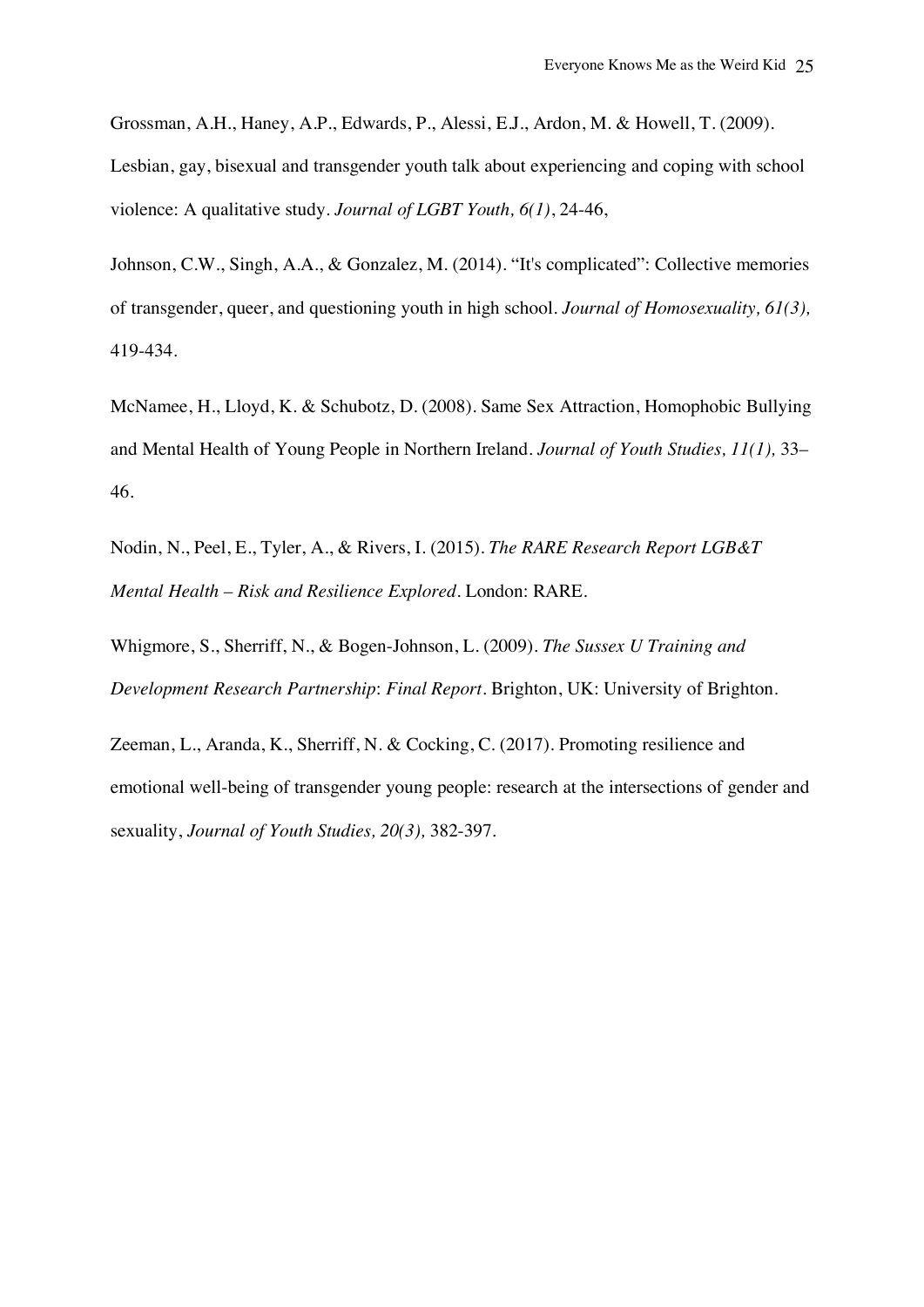Grossman, A.H., Haney, A.P., Edwards, P., Alessi, E.J., Ardon, M. & Howell, T. (2009). Lesbian, gay, bisexual and transgender youth talk about experiencing and coping with school violence: A qualitative study. *Journal of LGBT Youth, 6(1)*, 24-46,

Johnson, C.W., Singh, A.A., & Gonzalez, M. (2014). "It's complicated": Collective memories of transgender, queer, and questioning youth in high school. *Journal of Homosexuality, 61(3),* 419-434.

McNamee, H., Lloyd, K. & Schubotz, D. (2008). Same Sex Attraction, Homophobic Bullying and Mental Health of Young People in Northern Ireland. *Journal of Youth Studies, 11(1),* 33–46.

Nodin, N., Peel, E., Tyler, A., & Rivers, I. (2015). *The RARE Research Report LGB&T Mental Health – Risk and Resilience Explored*. London: RARE.

Whigmore, S., Sherriff, N., & Bogen-Johnson, L. (2009). *The Sussex U Training and Development Research Partnership*: *Final Report*. Brighton, UK: University of Brighton.

Zeeman, L., Aranda, K., Sherriff, N. & Cocking, C. (2017). Promoting resilience and emotional well-being of transgender young people: research at the intersections of gender and sexuality, *Journal of Youth Studies, 20(3),* 382-397.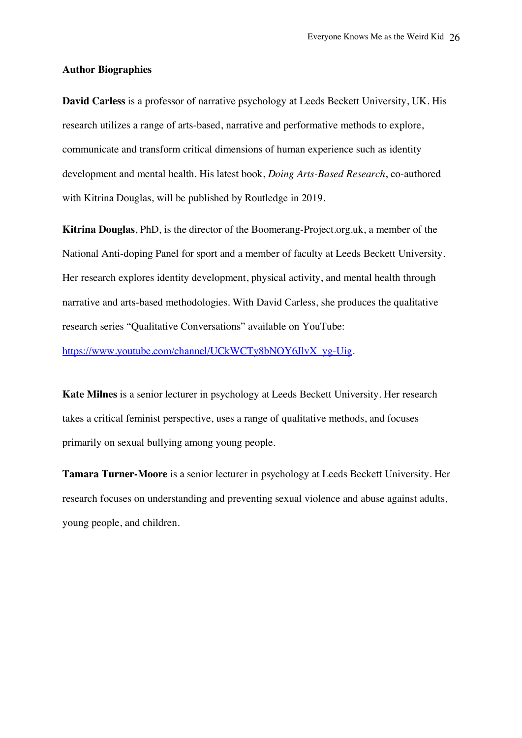**Author Biographies**

**David Carless** is a professor of narrative psychology at Leeds Beckett University, UK. His research utilizes a range of arts-based, narrative and performative methods to explore, communicate and transform critical dimensions of human experience such as identity development and mental health. His latest book, *Doing Arts-Based Research*, co-authored with Kitrina Douglas, will be published by Routledge in 2019.

**Kitrina Douglas**, PhD, is the director of the Boomerang-Project.org.uk, a member of the National Anti-doping Panel for sport and a member of faculty at Leeds Beckett University. Her research explores identity development, physical activity, and mental health through narrative and arts-based methodologies. With David Carless, she produces the qualitative research series “Qualitative Conversations” available on YouTube: https://www.youtube.com/channel/UCkWCTy8bNOY6JlvX_yg-Uig.

**Kate Milnes** is a senior lecturer in psychology at Leeds Beckett University. Her research takes a critical feminist perspective, uses a range of qualitative methods, and focuses primarily on sexual bullying among young people.

**Tamara Turner-Moore** is a senior lecturer in psychology at Leeds Beckett University. Her research focuses on understanding and preventing sexual violence and abuse against adults, young people, and children.